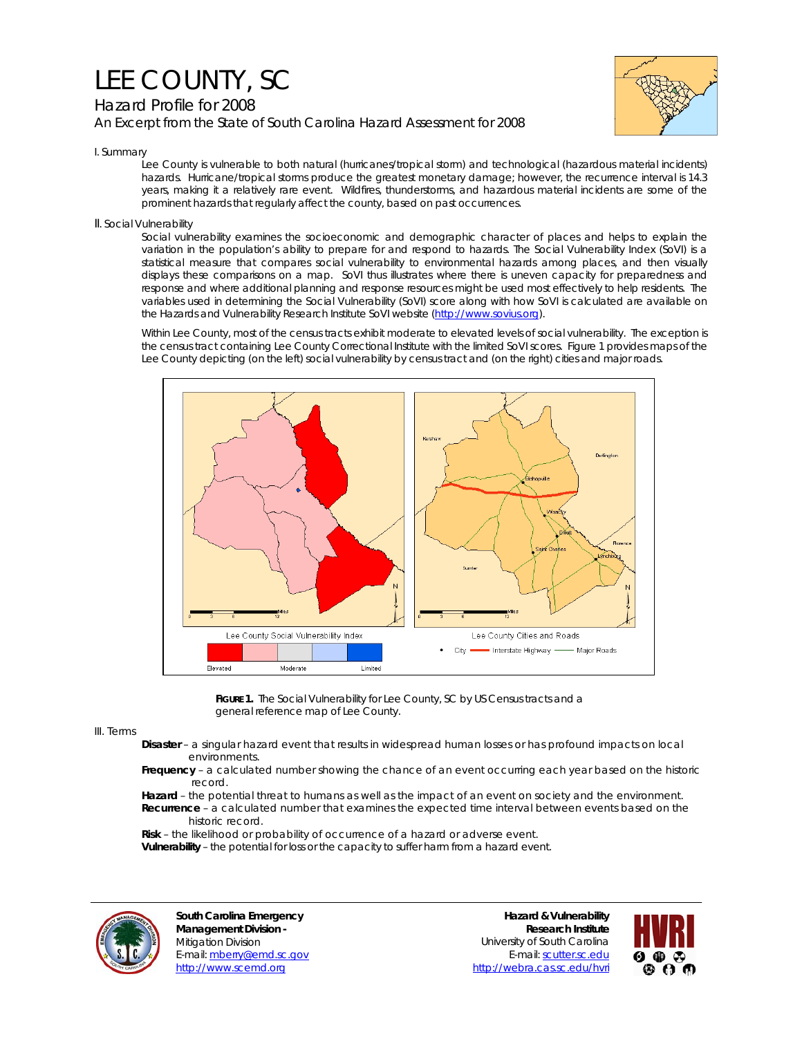# LEE COUNTY, SC

## Hazard Profile for 2008

An Excerpt from the State of South Carolina Hazard Assessment for 2008

### I. Summary

Lee County is vulnerable to both natural (hurricanes/tropical storm) and technological (hazardous material incidents) hazards. Hurricane/tropical storms produce the greatest monetary damage; however, the recurrence interval is 14.3 years, making it a relatively rare event. Wildfires, thunderstorms, and hazardous material incidents are some of the prominent hazards that regularly affect the county, based on past occurrences.

### II. Social Vulnerability

Social vulnerability examines the socioeconomic and demographic character of places and helps to explain the variation in the population's ability to prepare for and respond to hazards. The Social Vulnerability Index (SoVI) is a statistical measure that compares social vulnerability to environmental hazards among places, and then visually displays these comparisons on a map. SoVI thus illustrates where there is uneven capacity for preparedness and response and where additional planning and response resources might be used most effectively to help residents. The variables used in determining the Social Vulnerability (SoVI) score along with how SoVI is calculated are available on the Hazards and Vulnerability Research Institute SoVI website (http://www.sovius.org).

Within Lee County, most of the census tracts exhibit moderate to elevated levels of social vulnerability. The exception is the census tract containing Lee County Correctional Institute with the limited SoVI scores. Figure 1 provides maps of the Lee County depicting (on the left) social vulnerability by census tract and (on the right) cities and major roads.

**FIGURE 1.** The Social Vulnerability for Lee County, SC by US Census tracts and a general reference map of Lee County.

### III. Terms

**Disaster** – a singular hazard event that results in widespread human losses or has profound impacts on local environments.

**Frequency** – a calculated number showing the chance of an event occurring each year based on the historic record.

**Hazard** – the potential threat to humans as well as the impact of an event on society and the environment.

**Recurrence** – a calculated number that examines the expected time interval between events based on the historic record.

**Risk** – the likelihood or probability of occurrence of a hazard or adverse event.

**Vulnerability** – the potential for loss or the capacity to suffer harm from a hazard event.

**South Carolina Emergency Management Division -**
Mitigation Division
E-mail: mberry@emd.sc.gov
http://www.scemd.org

**Hazard & Vulnerability Research Institute**
University of South Carolina
E-mail: scutter.sc.edu
http://webra.cas.sc.edu/hvri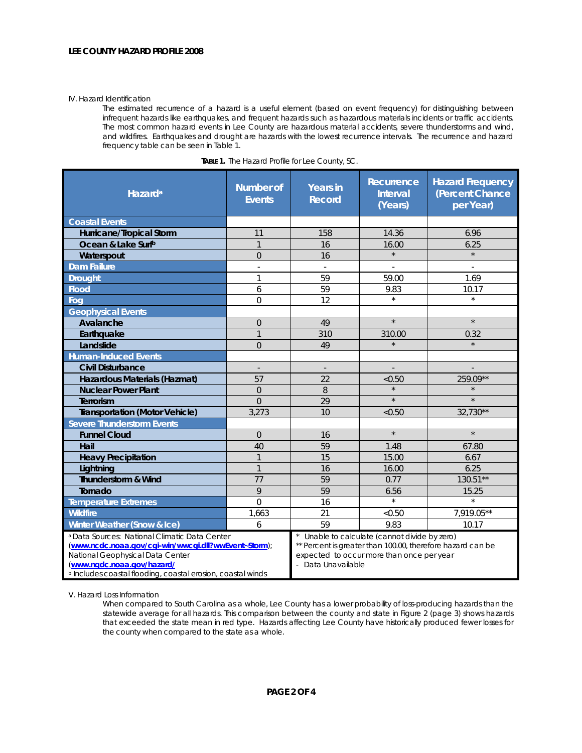IV. Hazard Identification

The estimated recurrence of a hazard is a useful element (based on event frequency) for distinguishing between infrequent hazards like earthquakes, and frequent hazards such as hazardous materials incidents or traffic accidents. The most common hazard events in Lee County are hazardous material accidents, severe thunderstorms and wind, and wildfires. Earthquakes and drought are hazards with the lowest recurrence intervals. The recurrence and hazard frequency table can be seen in Table 1.

**TABLE 1.** The Hazard Profile for Lee County, SC.

| Hazard[a] | Number of Events | Years in Record | Recurrence Interval (Years) | Hazard Frequency (Percent Chance per Year) |
|---|---|---|---|---|
| **Coastal Events** | | | | |
| Hurricane/Tropical Storm | 11 | 158 | 14.36 | 6.96 |
| Ocean & Lake Surf[b] | 1 | 16 | 16.00 | 6.25 |
| Waterspout | 0 | 16 | * | * |
| **Dam Failure** | - | - | - | - |
| **Drought** | 1 | 59 | 59.00 | 1.69 |
| **Flood** | 6 | 59 | 9.83 | 10.17 |
| **Fog** | 0 | 12 | * | * |
| **Geophysical Events** | | | | |
| Avalanche | 0 | 49 | * | * |
| Earthquake | 1 | 310 | 310.00 | 0.32 |
| Landslide | 0 | 49 | * | * |
| **Human-Induced Events** | | | | |
| Civil Disturbance | - | - | - | - |
| Hazardous Materials (Hazmat) | 57 | 22 | <0.50 | 259.09** |
| Nuclear Power Plant | 0 | 8 | * | * |
| Terrorism | 0 | 29 | * | * |
| Transportation (Motor Vehicle) | 3,273 | 10 | <0.50 | 32,730** |
| **Severe Thunderstorm Events** | | | | |
| Funnel Cloud | 0 | 16 | * | * |
| Hail | 40 | 59 | 1.48 | 67.80 |
| Heavy Precipitation | 1 | 15 | 15.00 | 6.67 |
| Lightning | 1 | 16 | 16.00 | 6.25 |
| Thunderstorm & Wind | 77 | 59 | 0.77 | 130.51** |
| Tornado | 9 | 59 | 6.56 | 15.25 |
| **Temperature Extremes** | 0 | 16 | * | * |
| **Wildfire** | 1,663 | 21 | <0.50 | 7,919.05** |
| **Winter Weather (Snow & Ice)** | 6 | 59 | 9.83 | 10.17 |

[a] Data Sources: National Climatic Data Center (www.ncdc.noaa.gov/cgi-win/wwcgi.dll?wwEvent~Storm); National Geophysical Data Center (www.ngdc.noaa.gov/hazard/)
[b] Includes coastal flooding, coastal erosion, coastal winds

\* Unable to calculate (cannot divide by zero)
\*\* Percent is greater than 100.00, therefore hazard can be expected to occur more than once per year
\- Data Unavailable

V. Hazard Loss Information

When compared to South Carolina as a whole, Lee County has a lower probability of loss-producing hazards than the statewide average for all hazards. This comparison between the county and state in Figure 2 (page 3) shows hazards that exceeded the state mean in red type. Hazards affecting Lee County have historically produced fewer losses for the county when compared to the state as a whole.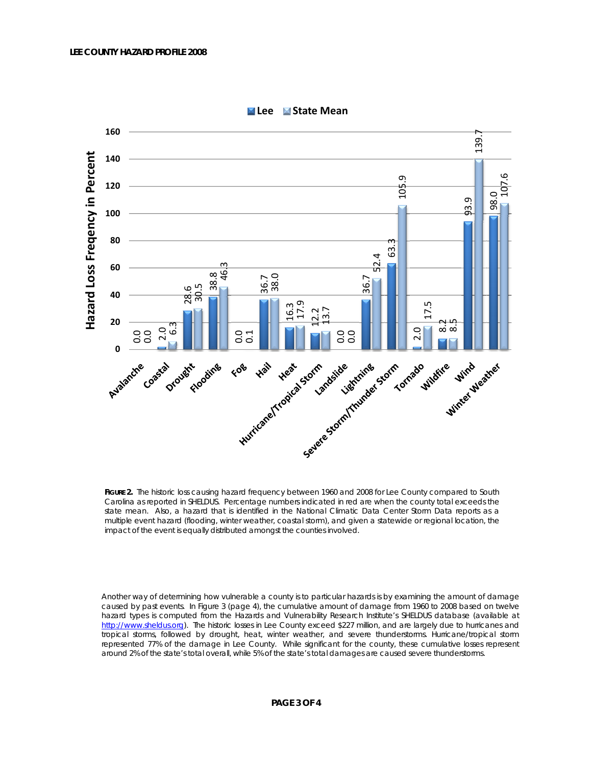| Hazard | Lee | State Mean |
|---|---|---|
| Avalanche | 0.0 | 0.0 |
| Coastal | 2.0 | 6.3 |
| Drought | 28.6 | 30.5 |
| Flooding | 38.8 | 46.3 |
| Fog | 0.0 | 0.1 |
| Hail | 36.7 | 38.0 |
| Heat | 16.3 | 17.9 |
| Hurricane/Tropical Storm | 12.2 | 13.7 |
| Landslide | 0.0 | 0.0 |
| Lightning | 36.7 | 52.4 |
| Severe Storm/Thunder Storm | 63.3 | 105.9 |
| Tornado | 2.0 | 17.5 |
| Wildfire | 8.2 | 8.5 |
| Wind | 93.9 | 139.7 |
| Winter Weather | 98.0 | 107.6 |

Hazard Loss Freqency in Percent

**FIGURE 2.** The historic loss causing hazard frequency between 1960 and 2008 for Lee County compared to South Carolina as reported in SHELDUS. Percentage numbers indicated in red are when the county total exceeds the state mean. Also, a hazard that is identified in the National Climatic Data Center Storm Data reports as a multiple event hazard (flooding, winter weather, coastal storm), and given a statewide or regional location, the impact of the event is equally distributed amongst the counties involved.

Another way of determining how vulnerable a county is to particular hazards is by examining the amount of damage caused by past events. In Figure 3 (page 4), the cumulative amount of damage from 1960 to 2008 based on twelve hazard types is computed from the Hazards and Vulnerability Research Institute's SHELDUS database (available at http://www.sheldus.org). The historic losses in Lee County exceed $227 million, and are largely due to hurricanes and tropical storms, followed by drought, heat, winter weather, and severe thunderstorms. Hurricane/tropical storm represented 77% of the damage in Lee County. While significant for the county, these cumulative losses represent around 2% of the state's total overall, while 5% of the state's total damages are caused severe thunderstorms.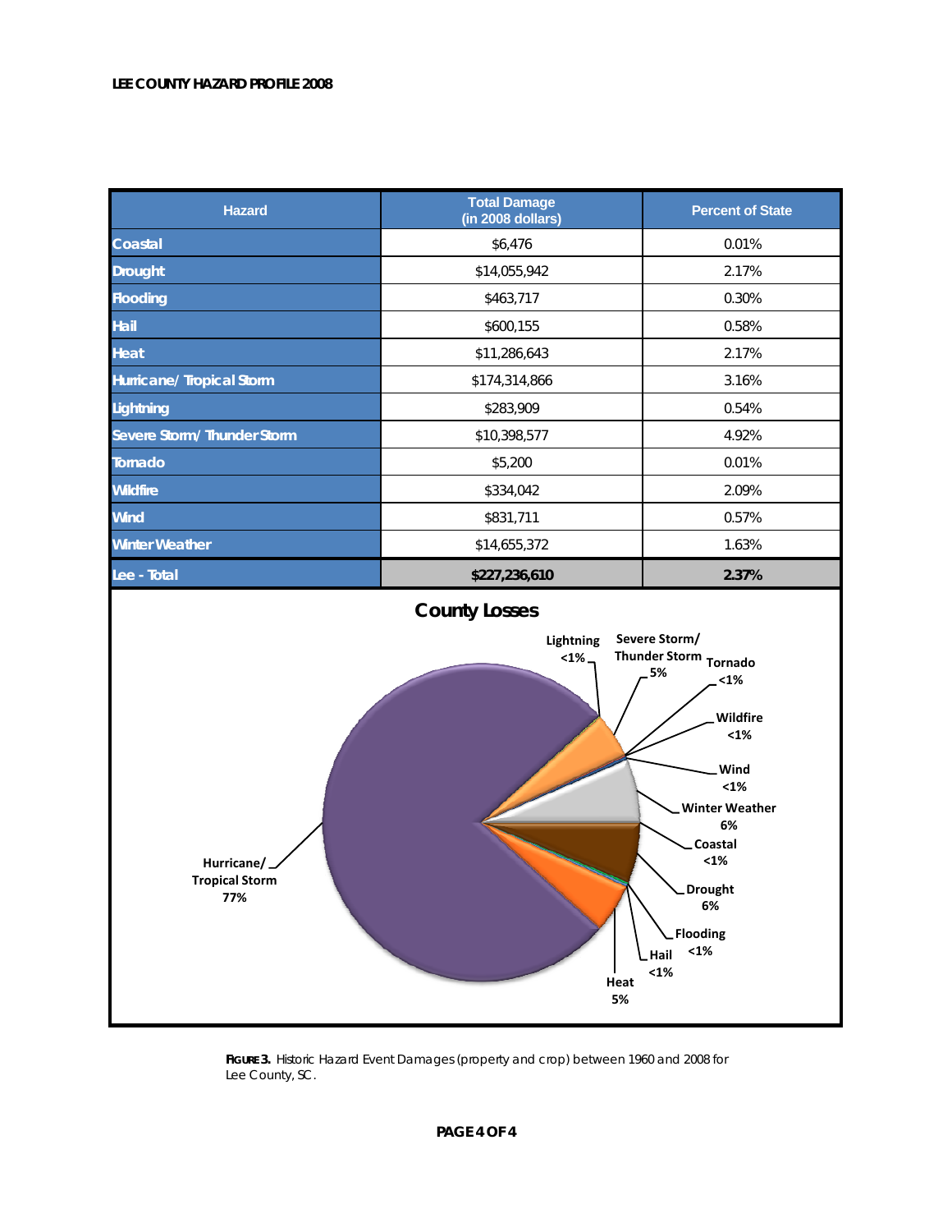| Hazard | Total Damage (in 2008 dollars) | Percent of State |
|---|---|---|
| Coastal | $6,476 | 0.01% |
| Drought | $14,055,942 | 2.17% |
| Flooding | $463,717 | 0.30% |
| Hail | $600,155 | 0.58% |
| Heat | $11,286,643 | 2.17% |
| Hurricane/ Tropical Storm | $174,314,866 | 3.16% |
| Lightning | $283,909 | 0.54% |
| Severe Storm/ Thunder Storm | $10,398,577 | 4.92% |
| Tornado | $5,200 | 0.01% |
| Wildfire | $334,042 | 2.09% |
| Wind | $831,711 | 0.57% |
| Winter Weather | $14,655,372 | 1.63% |
| **Lee - Total** | **$227,236,610** | **2.37%** |

**County Losses**

Lightning <1%

Severe Storm/ Thunder Storm 5%

Tornado <1%

Wildfire <1%

Wind <1%

Winter Weather 6%

Coastal <1%

Drought 6%

Flooding <1%

Hail <1%

Heat 5%

Hurricane/ Tropical Storm 77%

**FIGURE 3.** Historic Hazard Event Damages (property and crop) between 1960 and 2008 for Lee County, SC.